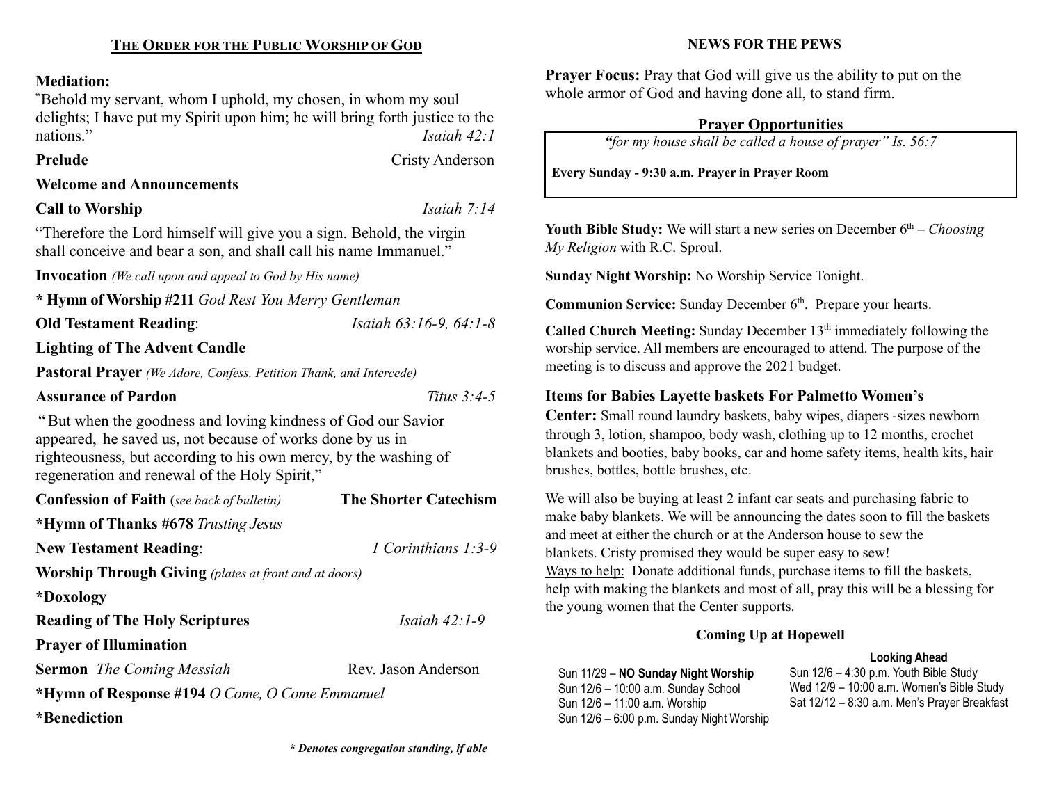## THE ORDER FOR THE PUBLIC WORSHIP OF GOD

**Mediation:**

"Behold my servant, whom I uphold, my chosen, in whom my soul delights; I have put my Spirit upon him; he will bring forth justice to the nations." *Isaiah 42:1*

**Prelude** Cristy Anderson

**Welcome and Announcements**

**Call to Worship** *Isaiah 7:14*

"Therefore the Lord himself will give you a sign. Behold, the virgin shall conceive and bear a son, and shall call his name Immanuel."

**Invocation** *(We call upon and appeal to God by His name)*

**\* Hymn of Worship #211** *God Rest You Merry Gentleman*

**Old Testament Reading**: *Isaiah 63:16-9, 64:1-8*

**Lighting of The Advent Candle**

**Pastoral Prayer** *(We Adore, Confess, Petition Thank, and Intercede)*

**Assurance of Pardon** *Titus 3:4-5*

" But when the goodness and loving kindness of God our Savior appeared, he saved us, not because of works done by us in righteousness, but according to his own mercy, by the washing of regeneration and renewal of the Holy Spirit,"

**Confession of Faith (***see back of bulletin)* **The Shorter Catechism**

**\*Hymn of Thanks #678** *Trusting Jesus*

**New Testament Reading**: *1 Corinthians 1:3-9*

**Worship Through Giving** *(plates at front and at doors)*

**\*Doxology**

**Reading of The Holy Scriptures** *Isaiah 42:1-9*

**Prayer of Illumination**

**Sermon** *The Coming Messiah* Rev. Jason Anderson

**\*Hymn of Response #194** *O Come, O Come Emmanuel*

**\*Benediction**

***\* Denotes congregation standing, if able***

## NEWS FOR THE PEWS

**Prayer Focus:** Pray that God will give us the ability to put on the whole armor of God and having done all, to stand firm.

### Prayer Opportunities

*"for my house shall be called a house of prayer" Is. 56:7*

**Every Sunday - 9:30 a.m. Prayer in Prayer Room**

**Youth Bible Study:** We will start a new series on December 6th – *Choosing My Religion* with R.C. Sproul.

**Sunday Night Worship:** No Worship Service Tonight.

**Communion Service:** Sunday December 6th. Prepare your hearts.

**Called Church Meeting:** Sunday December 13th immediately following the worship service. All members are encouraged to attend. The purpose of the meeting is to discuss and approve the 2021 budget.

**Items for Babies Layette baskets For Palmetto Women's Center:** Small round laundry baskets, baby wipes, diapers -sizes newborn through 3, lotion, shampoo, body wash, clothing up to 12 months, crochet blankets and booties, baby books, car and home safety items, health kits, hair brushes, bottles, bottle brushes, etc.

We will also be buying at least 2 infant car seats and purchasing fabric to make baby blankets. We will be announcing the dates soon to fill the baskets and meet at either the church or at the Anderson house to sew the blankets. Cristy promised they would be super easy to sew!
Ways to help: Donate additional funds, purchase items to fill the baskets, help with making the blankets and most of all, pray this will be a blessing for the young women that the Center supports.

### Coming Up at Hopewell

Sun 11/29 – **NO Sunday Night Worship**
Sun 12/6 – 10:00 a.m. Sunday School
Sun 12/6 – 11:00 a.m. Worship
Sun 12/6 – 6:00 p.m. Sunday Night Worship

**Looking Ahead**
Sun 12/6 – 4:30 p.m. Youth Bible Study
Wed 12/9 – 10:00 a.m. Women's Bible Study
Sat 12/12 – 8:30 a.m. Men's Prayer Breakfast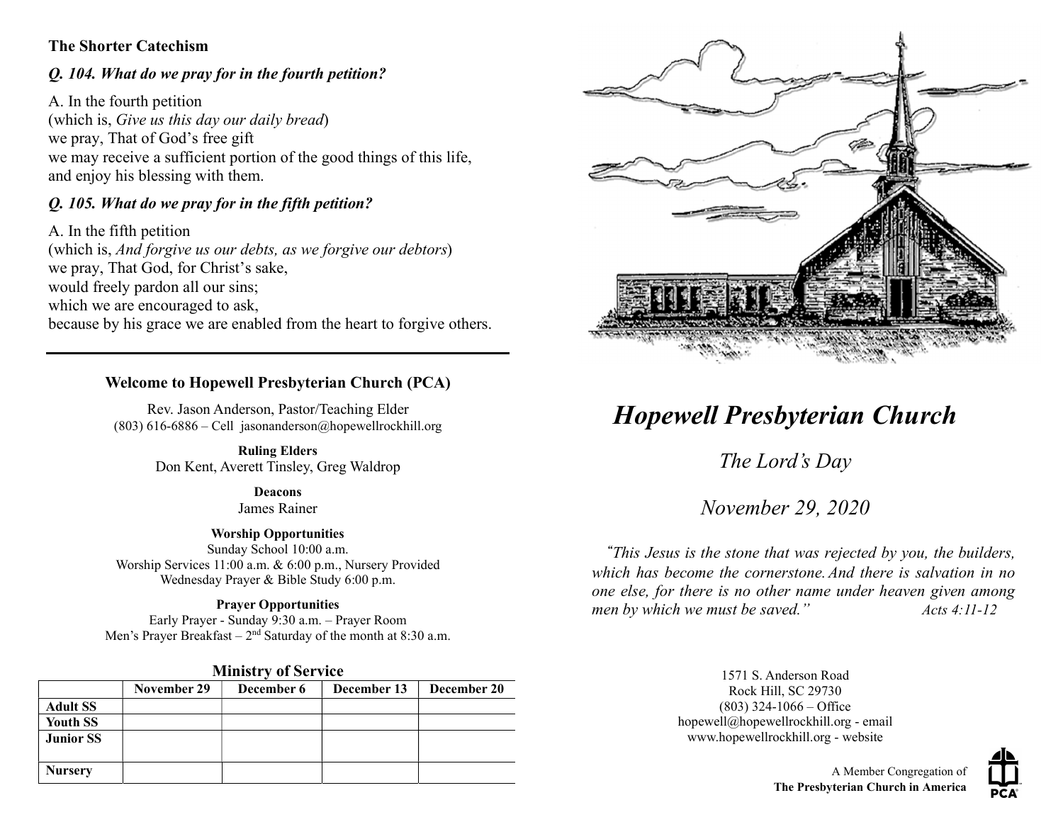**The Shorter Catechism**

***Q. 104. What do we pray for in the fourth petition?***

A. In the fourth petition
(which is, *Give us this day our daily bread*)
we pray, That of God's free gift
we may receive a sufficient portion of the good things of this life,
and enjoy his blessing with them.

***Q. 105. What do we pray for in the fifth petition?***

A. In the fifth petition
(which is, *And forgive us our debts, as we forgive our debtors*)
we pray, That God, for Christ's sake,
would freely pardon all our sins;
which we are encouraged to ask,
because by his grace we are enabled from the heart to forgive others.

---

### Welcome to Hopewell Presbyterian Church (PCA)

Rev. Jason Anderson, Pastor/Teaching Elder
(803) 616-6886 – Cell jasonanderson@hopewellrockhill.org

**Ruling Elders**
Don Kent, Averett Tinsley, Greg Waldrop

**Deacons**
James Rainer

**Worship Opportunities**
Sunday School 10:00 a.m.
Worship Services 11:00 a.m. & 6:00 p.m., Nursery Provided
Wednesday Prayer & Bible Study 6:00 p.m.

**Prayer Opportunities**
Early Prayer - Sunday 9:30 a.m. – Prayer Room
Men's Prayer Breakfast – 2nd Saturday of the month at 8:30 a.m.

**Ministry of Service**

| | November 29 | December 6 | December 13 | December 20 |
|---|---|---|---|---|
| **Adult SS** | | | | |
| **Youth SS** | | | | |
| **Junior SS** | | | | |
| **Nursery** | | | | |

# *Hopewell Presbyterian Church*

*The Lord's Day*

*November 29, 2020*

*"This Jesus is the stone that was rejected by you, the builders, which has become the cornerstone. And there is salvation in no one else, for there is no other name under heaven given among men by which we must be saved."* *Acts 4:11-12*

1571 S. Anderson Road
Rock Hill, SC 29730
(803) 324-1066 – Office
hopewell@hopewellrockhill.org - email
www.hopewellrockhill.org - website

A Member Congregation of
**The Presbyterian Church in America**